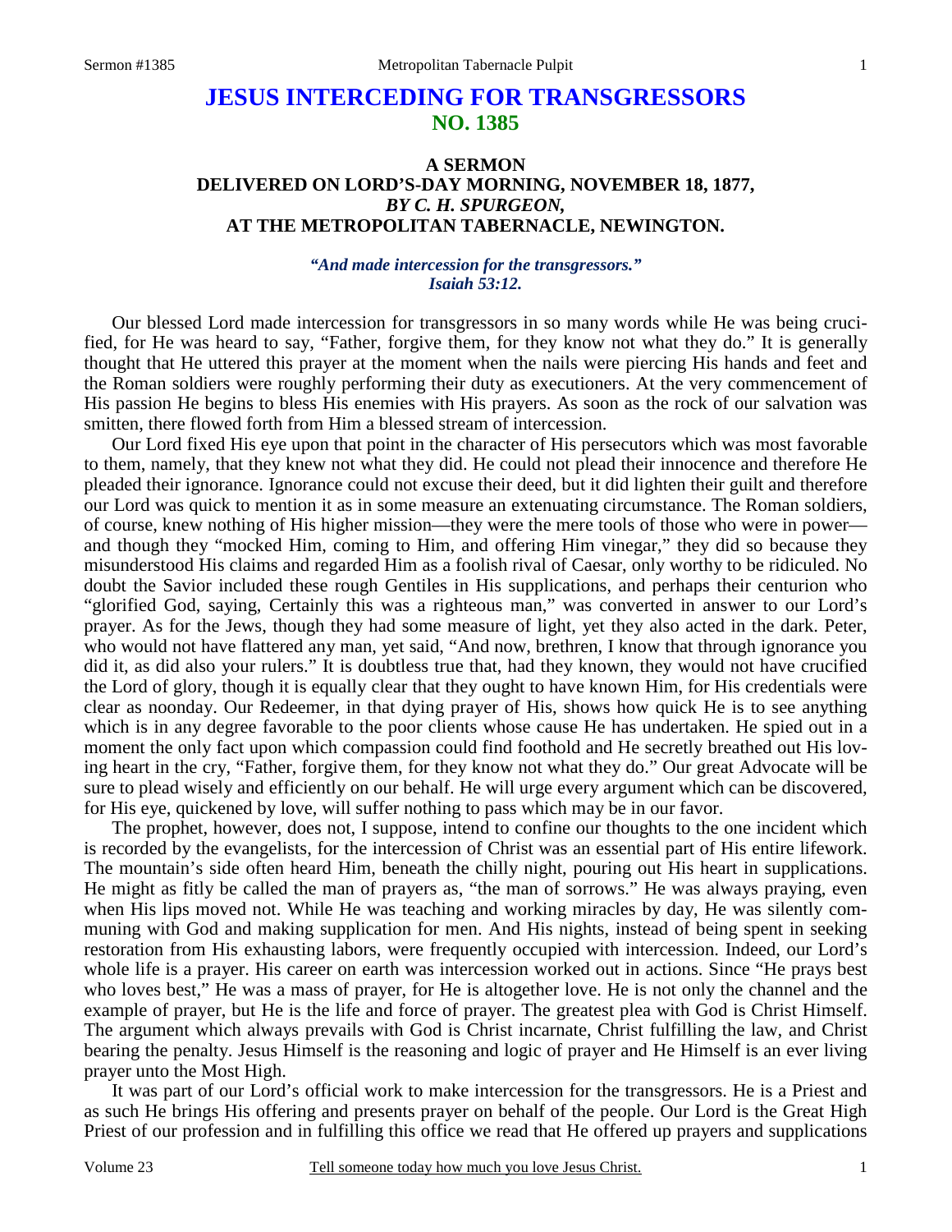# JESUS INTERCEDING FOR TRANSGRESSORS
## NO. 1385

### A SERMON
### DELIVERED ON LORD'S-DAY MORNING, NOVEMBER 18, 1877,
### *BY C. H. SPURGEON,*
### AT THE METROPOLITAN TABERNACLE, NEWINGTON.

*"And made intercession for the transgressors." Isaiah 53:12.*

Our blessed Lord made intercession for transgressors in so many words while He was being crucified, for He was heard to say, "Father, forgive them, for they know not what they do." It is generally thought that He uttered this prayer at the moment when the nails were piercing His hands and feet and the Roman soldiers were roughly performing their duty as executioners. At the very commencement of His passion He begins to bless His enemies with His prayers. As soon as the rock of our salvation was smitten, there flowed forth from Him a blessed stream of intercession.

Our Lord fixed His eye upon that point in the character of His persecutors which was most favorable to them, namely, that they knew not what they did. He could not plead their innocence and therefore He pleaded their ignorance. Ignorance could not excuse their deed, but it did lighten their guilt and therefore our Lord was quick to mention it as in some measure an extenuating circumstance. The Roman soldiers, of course, knew nothing of His higher mission—they were the mere tools of those who were in power—and though they "mocked Him, coming to Him, and offering Him vinegar," they did so because they misunderstood His claims and regarded Him as a foolish rival of Caesar, only worthy to be ridiculed. No doubt the Savior included these rough Gentiles in His supplications, and perhaps their centurion who "glorified God, saying, Certainly this was a righteous man," was converted in answer to our Lord's prayer. As for the Jews, though they had some measure of light, yet they also acted in the dark. Peter, who would not have flattered any man, yet said, "And now, brethren, I know that through ignorance you did it, as did also your rulers." It is doubtless true that, had they known, they would not have crucified the Lord of glory, though it is equally clear that they ought to have known Him, for His credentials were clear as noonday. Our Redeemer, in that dying prayer of His, shows how quick He is to see anything which is in any degree favorable to the poor clients whose cause He has undertaken. He spied out in a moment the only fact upon which compassion could find foothold and He secretly breathed out His loving heart in the cry, "Father, forgive them, for they know not what they do." Our great Advocate will be sure to plead wisely and efficiently on our behalf. He will urge every argument which can be discovered, for His eye, quickened by love, will suffer nothing to pass which may be in our favor.

The prophet, however, does not, I suppose, intend to confine our thoughts to the one incident which is recorded by the evangelists, for the intercession of Christ was an essential part of His entire lifework. The mountain's side often heard Him, beneath the chilly night, pouring out His heart in supplications. He might as fitly be called the man of prayers as, "the man of sorrows." He was always praying, even when His lips moved not. While He was teaching and working miracles by day, He was silently communing with God and making supplication for men. And His nights, instead of being spent in seeking restoration from His exhausting labors, were frequently occupied with intercession. Indeed, our Lord's whole life is a prayer. His career on earth was intercession worked out in actions. Since "He prays best who loves best," He was a mass of prayer, for He is altogether love. He is not only the channel and the example of prayer, but He is the life and force of prayer. The greatest plea with God is Christ Himself. The argument which always prevails with God is Christ incarnate, Christ fulfilling the law, and Christ bearing the penalty. Jesus Himself is the reasoning and logic of prayer and He Himself is an ever living prayer unto the Most High.

It was part of our Lord's official work to make intercession for the transgressors. He is a Priest and as such He brings His offering and presents prayer on behalf of the people. Our Lord is the Great High Priest of our profession and in fulfilling this office we read that He offered up prayers and supplications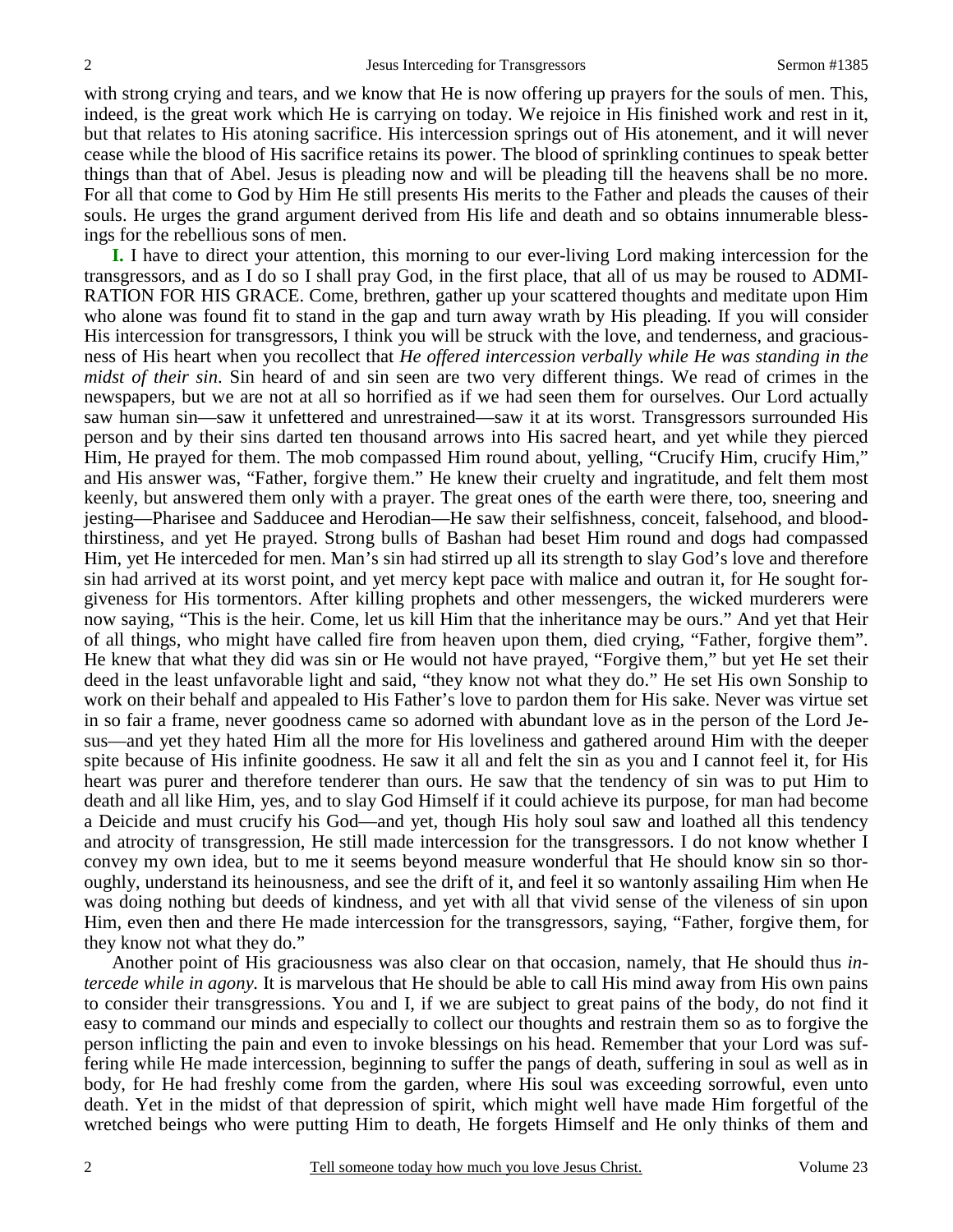with strong crying and tears, and we know that He is now offering up prayers for the souls of men. This, indeed, is the great work which He is carrying on today. We rejoice in His finished work and rest in it, but that relates to His atoning sacrifice. His intercession springs out of His atonement, and it will never cease while the blood of His sacrifice retains its power. The blood of sprinkling continues to speak better things than that of Abel. Jesus is pleading now and will be pleading till the heavens shall be no more. For all that come to God by Him He still presents His merits to the Father and pleads the causes of their souls. He urges the grand argument derived from His life and death and so obtains innumerable blessings for the rebellious sons of men.

**I.** I have to direct your attention, this morning to our ever-living Lord making intercession for the transgressors, and as I do so I shall pray God, in the first place, that all of us may be roused to ADMIRATION FOR HIS GRACE. Come, brethren, gather up your scattered thoughts and meditate upon Him who alone was found fit to stand in the gap and turn away wrath by His pleading. If you will consider His intercession for transgressors, I think you will be struck with the love, and tenderness, and graciousness of His heart when you recollect that *He offered intercession verbally while He was standing in the midst of their sin*. Sin heard of and sin seen are two very different things. We read of crimes in the newspapers, but we are not at all so horrified as if we had seen them for ourselves. Our Lord actually saw human sin—saw it unfettered and unrestrained—saw it at its worst. Transgressors surrounded His person and by their sins darted ten thousand arrows into His sacred heart, and yet while they pierced Him, He prayed for them. The mob compassed Him round about, yelling, "Crucify Him, crucify Him," and His answer was, "Father, forgive them." He knew their cruelty and ingratitude, and felt them most keenly, but answered them only with a prayer. The great ones of the earth were there, too, sneering and jesting—Pharisee and Sadducee and Herodian—He saw their selfishness, conceit, falsehood, and bloodthirstiness, and yet He prayed. Strong bulls of Bashan had beset Him round and dogs had compassed Him, yet He interceded for men. Man's sin had stirred up all its strength to slay God's love and therefore sin had arrived at its worst point, and yet mercy kept pace with malice and outran it, for He sought forgiveness for His tormentors. After killing prophets and other messengers, the wicked murderers were now saying, "This is the heir. Come, let us kill Him that the inheritance may be ours." And yet that Heir of all things, who might have called fire from heaven upon them, died crying, "Father, forgive them". He knew that what they did was sin or He would not have prayed, "Forgive them," but yet He set their deed in the least unfavorable light and said, "they know not what they do." He set His own Sonship to work on their behalf and appealed to His Father's love to pardon them for His sake. Never was virtue set in so fair a frame, never goodness came so adorned with abundant love as in the person of the Lord Jesus—and yet they hated Him all the more for His loveliness and gathered around Him with the deeper spite because of His infinite goodness. He saw it all and felt the sin as you and I cannot feel it, for His heart was purer and therefore tenderer than ours. He saw that the tendency of sin was to put Him to death and all like Him, yes, and to slay God Himself if it could achieve its purpose, for man had become a Deicide and must crucify his God—and yet, though His holy soul saw and loathed all this tendency and atrocity of transgression, He still made intercession for the transgressors. I do not know whether I convey my own idea, but to me it seems beyond measure wonderful that He should know sin so thoroughly, understand its heinousness, and see the drift of it, and feel it so wantonly assailing Him when He was doing nothing but deeds of kindness, and yet with all that vivid sense of the vileness of sin upon Him, even then and there He made intercession for the transgressors, saying, "Father, forgive them, for they know not what they do."

Another point of His graciousness was also clear on that occasion, namely, that He should thus *intercede while in agony.* It is marvelous that He should be able to call His mind away from His own pains to consider their transgressions. You and I, if we are subject to great pains of the body, do not find it easy to command our minds and especially to collect our thoughts and restrain them so as to forgive the person inflicting the pain and even to invoke blessings on his head. Remember that your Lord was suffering while He made intercession, beginning to suffer the pangs of death, suffering in soul as well as in body, for He had freshly come from the garden, where His soul was exceeding sorrowful, even unto death. Yet in the midst of that depression of spirit, which might well have made Him forgetful of the wretched beings who were putting Him to death, He forgets Himself and He only thinks of them and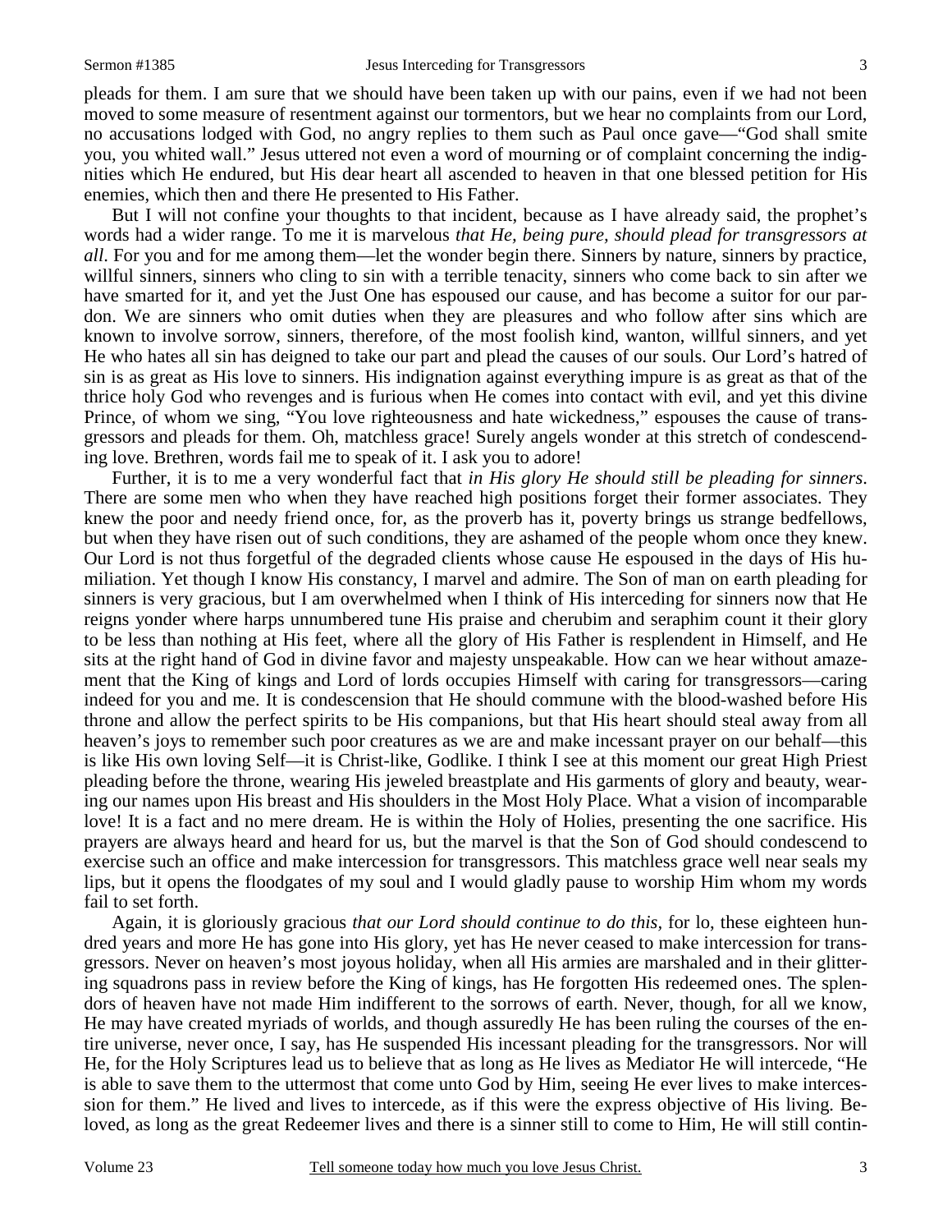pleads for them. I am sure that we should have been taken up with our pains, even if we had not been moved to some measure of resentment against our tormentors, but we hear no complaints from our Lord, no accusations lodged with God, no angry replies to them such as Paul once gave—"God shall smite you, you whited wall." Jesus uttered not even a word of mourning or of complaint concerning the indignities which He endured, but His dear heart all ascended to heaven in that one blessed petition for His enemies, which then and there He presented to His Father.

But I will not confine your thoughts to that incident, because as I have already said, the prophet's words had a wider range. To me it is marvelous *that He, being pure, should plead for transgressors at all*. For you and for me among them—let the wonder begin there. Sinners by nature, sinners by practice, willful sinners, sinners who cling to sin with a terrible tenacity, sinners who come back to sin after we have smarted for it, and yet the Just One has espoused our cause, and has become a suitor for our pardon. We are sinners who omit duties when they are pleasures and who follow after sins which are known to involve sorrow, sinners, therefore, of the most foolish kind, wanton, willful sinners, and yet He who hates all sin has deigned to take our part and plead the causes of our souls. Our Lord's hatred of sin is as great as His love to sinners. His indignation against everything impure is as great as that of the thrice holy God who revenges and is furious when He comes into contact with evil, and yet this divine Prince, of whom we sing, "You love righteousness and hate wickedness," espouses the cause of transgressors and pleads for them. Oh, matchless grace! Surely angels wonder at this stretch of condescending love. Brethren, words fail me to speak of it. I ask you to adore!

Further, it is to me a very wonderful fact that *in His glory He should still be pleading for sinners*. There are some men who when they have reached high positions forget their former associates. They knew the poor and needy friend once, for, as the proverb has it, poverty brings us strange bedfellows, but when they have risen out of such conditions, they are ashamed of the people whom once they knew. Our Lord is not thus forgetful of the degraded clients whose cause He espoused in the days of His humiliation. Yet though I know His constancy, I marvel and admire. The Son of man on earth pleading for sinners is very gracious, but I am overwhelmed when I think of His interceding for sinners now that He reigns yonder where harps unnumbered tune His praise and cherubim and seraphim count it their glory to be less than nothing at His feet, where all the glory of His Father is resplendent in Himself, and He sits at the right hand of God in divine favor and majesty unspeakable. How can we hear without amazement that the King of kings and Lord of lords occupies Himself with caring for transgressors—caring indeed for you and me. It is condescension that He should commune with the blood-washed before His throne and allow the perfect spirits to be His companions, but that His heart should steal away from all heaven's joys to remember such poor creatures as we are and make incessant prayer on our behalf—this is like His own loving Self—it is Christ-like, Godlike. I think I see at this moment our great High Priest pleading before the throne, wearing His jeweled breastplate and His garments of glory and beauty, wearing our names upon His breast and His shoulders in the Most Holy Place. What a vision of incomparable love! It is a fact and no mere dream. He is within the Holy of Holies, presenting the one sacrifice. His prayers are always heard and heard for us, but the marvel is that the Son of God should condescend to exercise such an office and make intercession for transgressors. This matchless grace well near seals my lips, but it opens the floodgates of my soul and I would gladly pause to worship Him whom my words fail to set forth.

Again, it is gloriously gracious *that our Lord should continue to do this*, for lo, these eighteen hundred years and more He has gone into His glory, yet has He never ceased to make intercession for transgressors. Never on heaven's most joyous holiday, when all His armies are marshaled and in their glittering squadrons pass in review before the King of kings, has He forgotten His redeemed ones. The splendors of heaven have not made Him indifferent to the sorrows of earth. Never, though, for all we know, He may have created myriads of worlds, and though assuredly He has been ruling the courses of the entire universe, never once, I say, has He suspended His incessant pleading for the transgressors. Nor will He, for the Holy Scriptures lead us to believe that as long as He lives as Mediator He will intercede, "He is able to save them to the uttermost that come unto God by Him, seeing He ever lives to make intercession for them." He lived and lives to intercede, as if this were the express objective of His living. Beloved, as long as the great Redeemer lives and there is a sinner still to come to Him, He will still contin-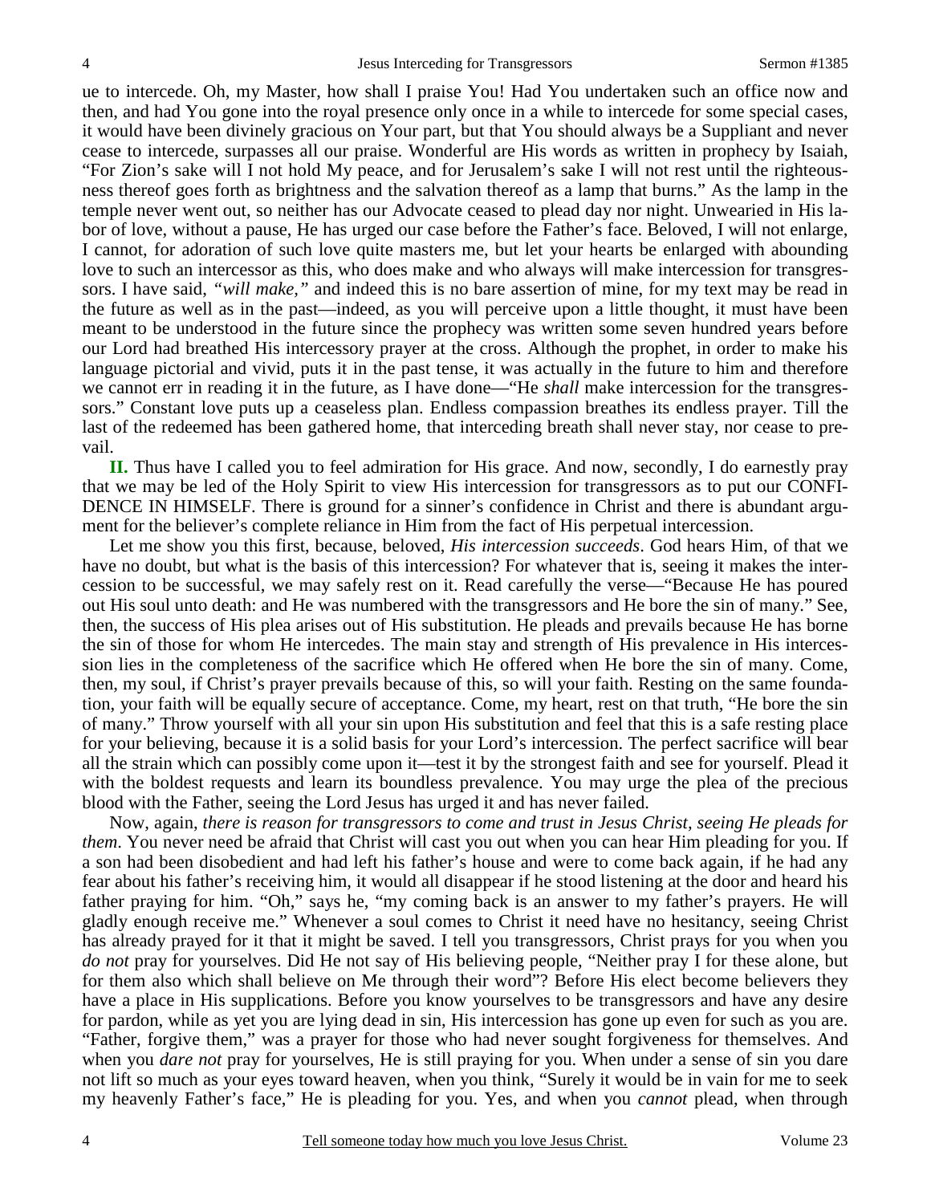ue to intercede. Oh, my Master, how shall I praise You! Had You undertaken such an office now and then, and had You gone into the royal presence only once in a while to intercede for some special cases, it would have been divinely gracious on Your part, but that You should always be a Suppliant and never cease to intercede, surpasses all our praise. Wonderful are His words as written in prophecy by Isaiah, "For Zion's sake will I not hold My peace, and for Jerusalem's sake I will not rest until the righteousness thereof goes forth as brightness and the salvation thereof as a lamp that burns." As the lamp in the temple never went out, so neither has our Advocate ceased to plead day nor night. Unwearied in His labor of love, without a pause, He has urged our case before the Father's face. Beloved, I will not enlarge, I cannot, for adoration of such love quite masters me, but let your hearts be enlarged with abounding love to such an intercessor as this, who does make and who always will make intercession for transgressors. I have said, *"will make,"* and indeed this is no bare assertion of mine, for my text may be read in the future as well as in the past—indeed, as you will perceive upon a little thought, it must have been meant to be understood in the future since the prophecy was written some seven hundred years before our Lord had breathed His intercessory prayer at the cross. Although the prophet, in order to make his language pictorial and vivid, puts it in the past tense, it was actually in the future to him and therefore we cannot err in reading it in the future, as I have done—"He *shall* make intercession for the transgressors." Constant love puts up a ceaseless plan. Endless compassion breathes its endless prayer. Till the last of the redeemed has been gathered home, that interceding breath shall never stay, nor cease to prevail.

**II.** Thus have I called you to feel admiration for His grace. And now, secondly, I do earnestly pray that we may be led of the Holy Spirit to view His intercession for transgressors as to put our CONFIDENCE IN HIMSELF. There is ground for a sinner's confidence in Christ and there is abundant argument for the believer's complete reliance in Him from the fact of His perpetual intercession.

Let me show you this first, because, beloved, *His intercession succeeds*. God hears Him, of that we have no doubt, but what is the basis of this intercession? For whatever that is, seeing it makes the intercession to be successful, we may safely rest on it. Read carefully the verse—"Because He has poured out His soul unto death: and He was numbered with the transgressors and He bore the sin of many." See, then, the success of His plea arises out of His substitution. He pleads and prevails because He has borne the sin of those for whom He intercedes. The main stay and strength of His prevalence in His intercession lies in the completeness of the sacrifice which He offered when He bore the sin of many. Come, then, my soul, if Christ's prayer prevails because of this, so will your faith. Resting on the same foundation, your faith will be equally secure of acceptance. Come, my heart, rest on that truth, "He bore the sin of many." Throw yourself with all your sin upon His substitution and feel that this is a safe resting place for your believing, because it is a solid basis for your Lord's intercession. The perfect sacrifice will bear all the strain which can possibly come upon it—test it by the strongest faith and see for yourself. Plead it with the boldest requests and learn its boundless prevalence. You may urge the plea of the precious blood with the Father, seeing the Lord Jesus has urged it and has never failed.

Now, again, *there is reason for transgressors to come and trust in Jesus Christ, seeing He pleads for them*. You never need be afraid that Christ will cast you out when you can hear Him pleading for you. If a son had been disobedient and had left his father's house and were to come back again, if he had any fear about his father's receiving him, it would all disappear if he stood listening at the door and heard his father praying for him. "Oh," says he, "my coming back is an answer to my father's prayers. He will gladly enough receive me." Whenever a soul comes to Christ it need have no hesitancy, seeing Christ has already prayed for it that it might be saved. I tell you transgressors, Christ prays for you when you *do not* pray for yourselves. Did He not say of His believing people, "Neither pray I for these alone, but for them also which shall believe on Me through their word"? Before His elect become believers they have a place in His supplications. Before you know yourselves to be transgressors and have any desire for pardon, while as yet you are lying dead in sin, His intercession has gone up even for such as you are. "Father, forgive them," was a prayer for those who had never sought forgiveness for themselves. And when you *dare not* pray for yourselves, He is still praying for you. When under a sense of sin you dare not lift so much as your eyes toward heaven, when you think, "Surely it would be in vain for me to seek my heavenly Father's face," He is pleading for you. Yes, and when you *cannot* plead, when through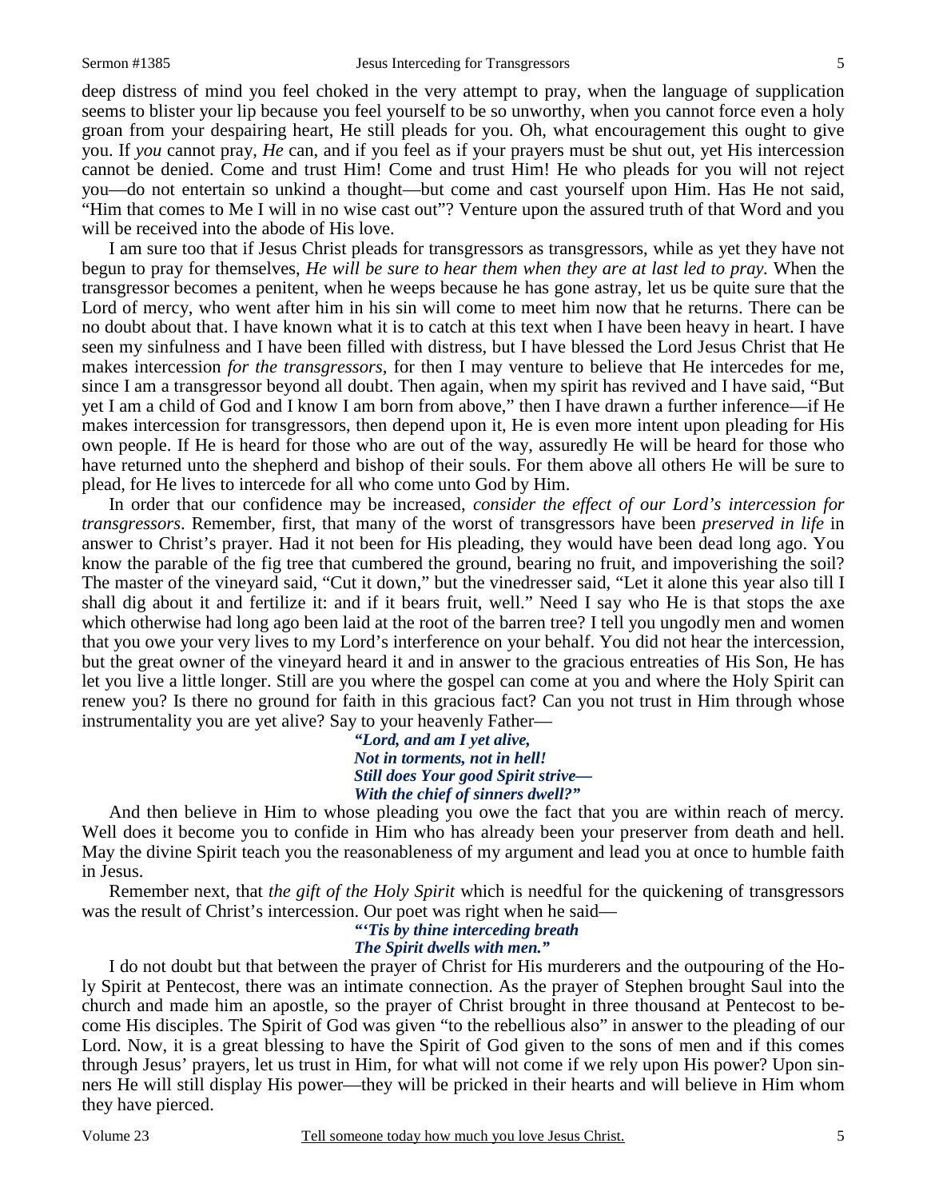deep distress of mind you feel choked in the very attempt to pray, when the language of supplication seems to blister your lip because you feel yourself to be so unworthy, when you cannot force even a holy groan from your despairing heart, He still pleads for you. Oh, what encouragement this ought to give you. If *you* cannot pray, *He* can, and if you feel as if your prayers must be shut out, yet His intercession cannot be denied. Come and trust Him! Come and trust Him! He who pleads for you will not reject you—do not entertain so unkind a thought—but come and cast yourself upon Him. Has He not said, "Him that comes to Me I will in no wise cast out"? Venture upon the assured truth of that Word and you will be received into the abode of His love.

I am sure too that if Jesus Christ pleads for transgressors as transgressors, while as yet they have not begun to pray for themselves, *He will be sure to hear them when they are at last led to pray.* When the transgressor becomes a penitent, when he weeps because he has gone astray, let us be quite sure that the Lord of mercy, who went after him in his sin will come to meet him now that he returns. There can be no doubt about that. I have known what it is to catch at this text when I have been heavy in heart. I have seen my sinfulness and I have been filled with distress, but I have blessed the Lord Jesus Christ that He makes intercession *for the transgressors,* for then I may venture to believe that He intercedes for me, since I am a transgressor beyond all doubt. Then again, when my spirit has revived and I have said, "But yet I am a child of God and I know I am born from above," then I have drawn a further inference—if He makes intercession for transgressors, then depend upon it, He is even more intent upon pleading for His own people. If He is heard for those who are out of the way, assuredly He will be heard for those who have returned unto the shepherd and bishop of their souls. For them above all others He will be sure to plead, for He lives to intercede for all who come unto God by Him.

In order that our confidence may be increased, *consider the effect of our Lord's intercession for transgressors*. Remember, first, that many of the worst of transgressors have been *preserved in life* in answer to Christ's prayer. Had it not been for His pleading, they would have been dead long ago. You know the parable of the fig tree that cumbered the ground, bearing no fruit, and impoverishing the soil? The master of the vineyard said, "Cut it down," but the vinedresser said, "Let it alone this year also till I shall dig about it and fertilize it: and if it bears fruit, well." Need I say who He is that stops the axe which otherwise had long ago been laid at the root of the barren tree? I tell you ungodly men and women that you owe your very lives to my Lord's interference on your behalf. You did not hear the intercession, but the great owner of the vineyard heard it and in answer to the gracious entreaties of His Son, He has let you live a little longer. Still are you where the gospel can come at you and where the Holy Spirit can renew you? Is there no ground for faith in this gracious fact? Can you not trust in Him through whose instrumentality you are yet alive? Say to your heavenly Father—

> ***"Lord, and am I yet alive,***
> ***Not in torments, not in hell!***
> ***Still does Your good Spirit strive—***
> ***With the chief of sinners dwell?"***

And then believe in Him to whose pleading you owe the fact that you are within reach of mercy. Well does it become you to confide in Him who has already been your preserver from death and hell. May the divine Spirit teach you the reasonableness of my argument and lead you at once to humble faith in Jesus.

Remember next, that *the gift of the Holy Spirit* which is needful for the quickening of transgressors was the result of Christ's intercession. Our poet was right when he said—

> ***"'Tis by thine interceding breath***
> ***The Spirit dwells with men."***

I do not doubt but that between the prayer of Christ for His murderers and the outpouring of the Holy Spirit at Pentecost, there was an intimate connection. As the prayer of Stephen brought Saul into the church and made him an apostle, so the prayer of Christ brought in three thousand at Pentecost to become His disciples. The Spirit of God was given "to the rebellious also" in answer to the pleading of our Lord. Now, it is a great blessing to have the Spirit of God given to the sons of men and if this comes through Jesus' prayers, let us trust in Him, for what will not come if we rely upon His power? Upon sinners He will still display His power—they will be pricked in their hearts and will believe in Him whom they have pierced.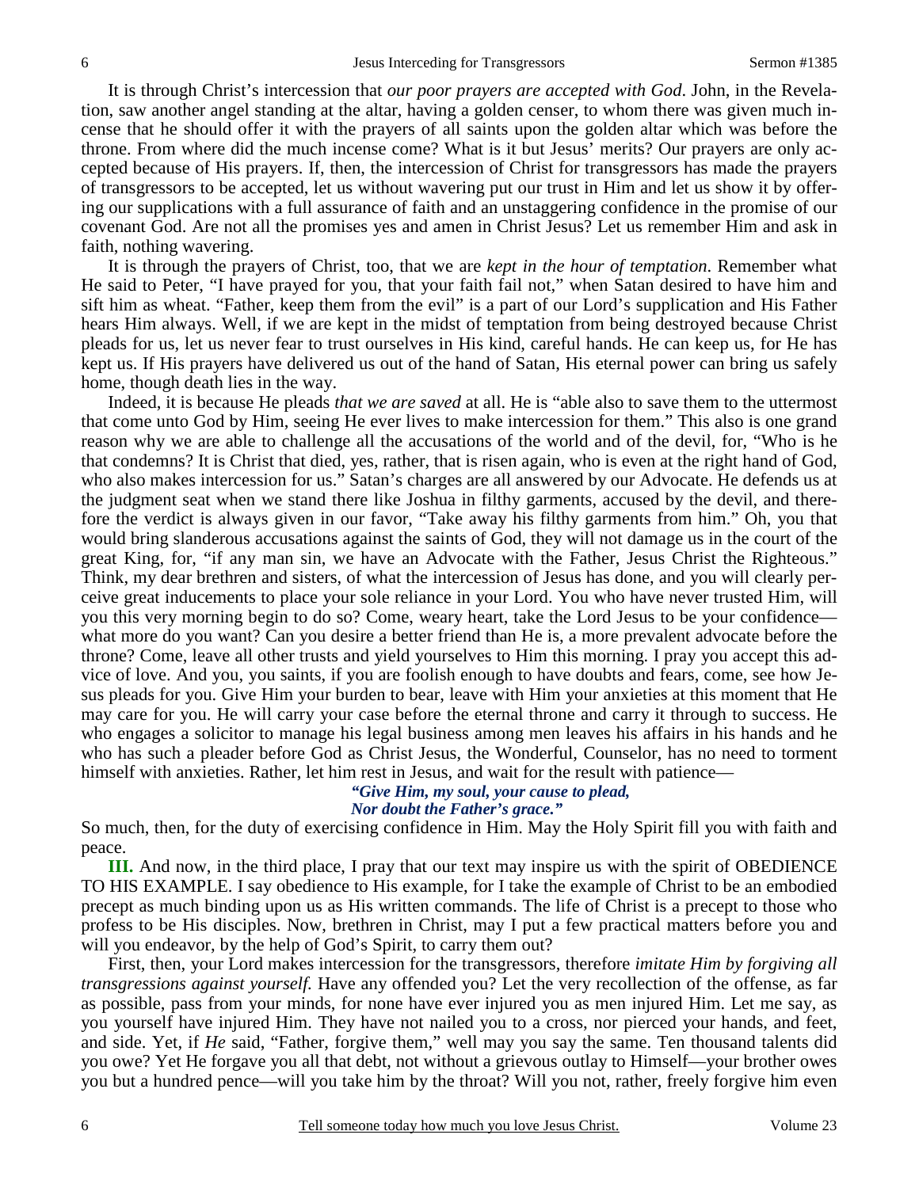It is through Christ's intercession that *our poor prayers are accepted with God*. John, in the Revelation, saw another angel standing at the altar, having a golden censer, to whom there was given much incense that he should offer it with the prayers of all saints upon the golden altar which was before the throne. From where did the much incense come? What is it but Jesus' merits? Our prayers are only accepted because of His prayers. If, then, the intercession of Christ for transgressors has made the prayers of transgressors to be accepted, let us without wavering put our trust in Him and let us show it by offering our supplications with a full assurance of faith and an unstaggering confidence in the promise of our covenant God. Are not all the promises yes and amen in Christ Jesus? Let us remember Him and ask in faith, nothing wavering.

It is through the prayers of Christ, too, that we are *kept in the hour of temptation*. Remember what He said to Peter, "I have prayed for you, that your faith fail not," when Satan desired to have him and sift him as wheat. "Father, keep them from the evil" is a part of our Lord's supplication and His Father hears Him always. Well, if we are kept in the midst of temptation from being destroyed because Christ pleads for us, let us never fear to trust ourselves in His kind, careful hands. He can keep us, for He has kept us. If His prayers have delivered us out of the hand of Satan, His eternal power can bring us safely home, though death lies in the way.

Indeed, it is because He pleads *that we are saved* at all. He is "able also to save them to the uttermost that come unto God by Him, seeing He ever lives to make intercession for them." This also is one grand reason why we are able to challenge all the accusations of the world and of the devil, for, "Who is he that condemns? It is Christ that died, yes, rather, that is risen again, who is even at the right hand of God, who also makes intercession for us." Satan's charges are all answered by our Advocate. He defends us at the judgment seat when we stand there like Joshua in filthy garments, accused by the devil, and therefore the verdict is always given in our favor, "Take away his filthy garments from him." Oh, you that would bring slanderous accusations against the saints of God, they will not damage us in the court of the great King, for, "if any man sin, we have an Advocate with the Father, Jesus Christ the Righteous." Think, my dear brethren and sisters, of what the intercession of Jesus has done, and you will clearly perceive great inducements to place your sole reliance in your Lord. You who have never trusted Him, will you this very morning begin to do so? Come, weary heart, take the Lord Jesus to be your confidence—what more do you want? Can you desire a better friend than He is, a more prevalent advocate before the throne? Come, leave all other trusts and yield yourselves to Him this morning. I pray you accept this advice of love. And you, you saints, if you are foolish enough to have doubts and fears, come, see how Jesus pleads for you. Give Him your burden to bear, leave with Him your anxieties at this moment that He may care for you. He will carry your case before the eternal throne and carry it through to success. He who engages a solicitor to manage his legal business among men leaves his affairs in his hands and he who has such a pleader before God as Christ Jesus, the Wonderful, Counselor, has no need to torment himself with anxieties. Rather, let him rest in Jesus, and wait for the result with patience—

> ***"Give Him, my soul, your cause to plead,***
> ***Nor doubt the Father's grace."***

So much, then, for the duty of exercising confidence in Him. May the Holy Spirit fill you with faith and peace.

**III.** And now, in the third place, I pray that our text may inspire us with the spirit of OBEDIENCE TO HIS EXAMPLE. I say obedience to His example, for I take the example of Christ to be an embodied precept as much binding upon us as His written commands. The life of Christ is a precept to those who profess to be His disciples. Now, brethren in Christ, may I put a few practical matters before you and will you endeavor, by the help of God's Spirit, to carry them out?

First, then, your Lord makes intercession for the transgressors, therefore *imitate Him by forgiving all transgressions against yourself.* Have any offended you? Let the very recollection of the offense, as far as possible, pass from your minds, for none have ever injured you as men injured Him. Let me say, as you yourself have injured Him. They have not nailed you to a cross, nor pierced your hands, and feet, and side. Yet, if *He* said, "Father, forgive them," well may you say the same. Ten thousand talents did you owe? Yet He forgave you all that debt, not without a grievous outlay to Himself—your brother owes you but a hundred pence—will you take him by the throat? Will you not, rather, freely forgive him even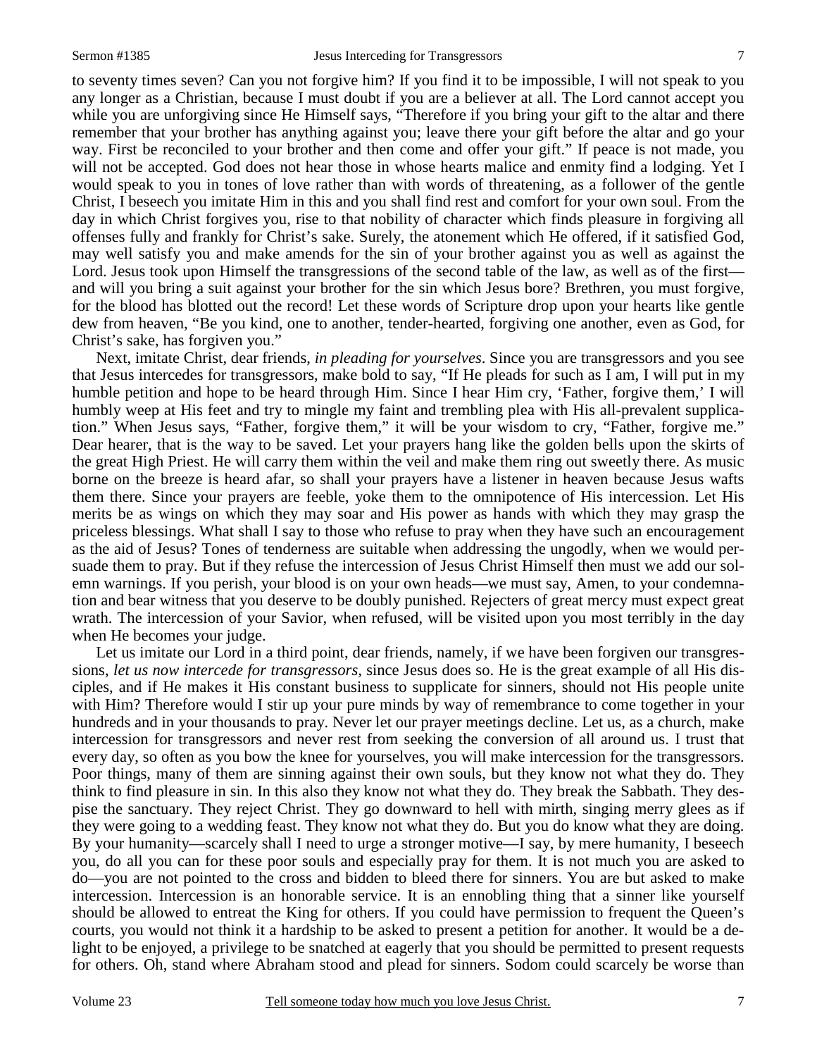to seventy times seven? Can you not forgive him? If you find it to be impossible, I will not speak to you any longer as a Christian, because I must doubt if you are a believer at all. The Lord cannot accept you while you are unforgiving since He Himself says, "Therefore if you bring your gift to the altar and there remember that your brother has anything against you; leave there your gift before the altar and go your way. First be reconciled to your brother and then come and offer your gift." If peace is not made, you will not be accepted. God does not hear those in whose hearts malice and enmity find a lodging. Yet I would speak to you in tones of love rather than with words of threatening, as a follower of the gentle Christ, I beseech you imitate Him in this and you shall find rest and comfort for your own soul. From the day in which Christ forgives you, rise to that nobility of character which finds pleasure in forgiving all offenses fully and frankly for Christ's sake. Surely, the atonement which He offered, if it satisfied God, may well satisfy you and make amends for the sin of your brother against you as well as against the Lord. Jesus took upon Himself the transgressions of the second table of the law, as well as of the first—and will you bring a suit against your brother for the sin which Jesus bore? Brethren, you must forgive, for the blood has blotted out the record! Let these words of Scripture drop upon your hearts like gentle dew from heaven, "Be you kind, one to another, tender-hearted, forgiving one another, even as God, for Christ's sake, has forgiven you."

Next, imitate Christ, dear friends, *in pleading for yourselves*. Since you are transgressors and you see that Jesus intercedes for transgressors, make bold to say, "If He pleads for such as I am, I will put in my humble petition and hope to be heard through Him. Since I hear Him cry, 'Father, forgive them,' I will humbly weep at His feet and try to mingle my faint and trembling plea with His all-prevalent supplication." When Jesus says, "Father, forgive them," it will be your wisdom to cry, "Father, forgive me." Dear hearer, that is the way to be saved. Let your prayers hang like the golden bells upon the skirts of the great High Priest. He will carry them within the veil and make them ring out sweetly there. As music borne on the breeze is heard afar, so shall your prayers have a listener in heaven because Jesus wafts them there. Since your prayers are feeble, yoke them to the omnipotence of His intercession. Let His merits be as wings on which they may soar and His power as hands with which they may grasp the priceless blessings. What shall I say to those who refuse to pray when they have such an encouragement as the aid of Jesus? Tones of tenderness are suitable when addressing the ungodly, when we would persuade them to pray. But if they refuse the intercession of Jesus Christ Himself then must we add our solemn warnings. If you perish, your blood is on your own heads—we must say, Amen, to your condemnation and bear witness that you deserve to be doubly punished. Rejecters of great mercy must expect great wrath. The intercession of your Savior, when refused, will be visited upon you most terribly in the day when He becomes your judge.

Let us imitate our Lord in a third point, dear friends, namely, if we have been forgiven our transgressions, *let us now intercede for transgressors,* since Jesus does so. He is the great example of all His disciples, and if He makes it His constant business to supplicate for sinners, should not His people unite with Him? Therefore would I stir up your pure minds by way of remembrance to come together in your hundreds and in your thousands to pray. Never let our prayer meetings decline. Let us, as a church, make intercession for transgressors and never rest from seeking the conversion of all around us. I trust that every day, so often as you bow the knee for yourselves, you will make intercession for the transgressors. Poor things, many of them are sinning against their own souls, but they know not what they do. They think to find pleasure in sin. In this also they know not what they do. They break the Sabbath. They despise the sanctuary. They reject Christ. They go downward to hell with mirth, singing merry glees as if they were going to a wedding feast. They know not what they do. But you do know what they are doing. By your humanity—scarcely shall I need to urge a stronger motive—I say, by mere humanity, I beseech you, do all you can for these poor souls and especially pray for them. It is not much you are asked to do—you are not pointed to the cross and bidden to bleed there for sinners. You are but asked to make intercession. Intercession is an honorable service. It is an ennobling thing that a sinner like yourself should be allowed to entreat the King for others. If you could have permission to frequent the Queen's courts, you would not think it a hardship to be asked to present a petition for another. It would be a delight to be enjoyed, a privilege to be snatched at eagerly that you should be permitted to present requests for others. Oh, stand where Abraham stood and plead for sinners. Sodom could scarcely be worse than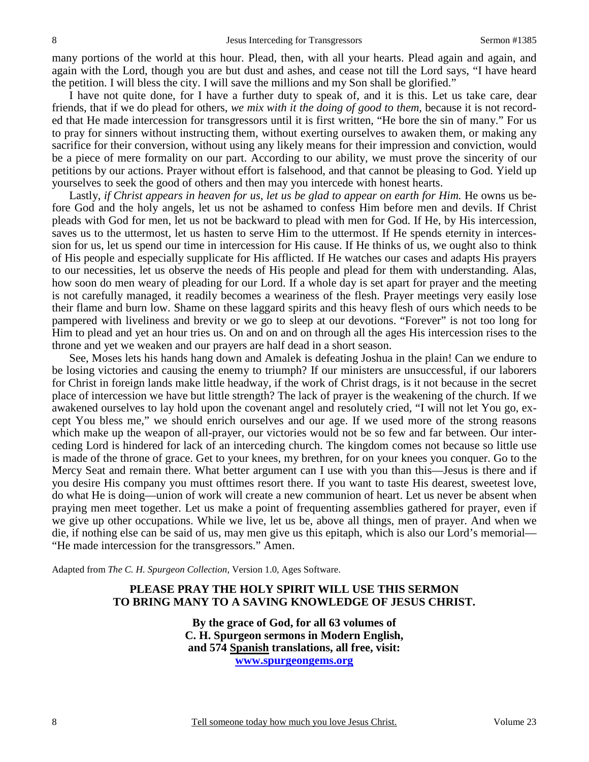many portions of the world at this hour. Plead, then, with all your hearts. Plead again and again, and again with the Lord, though you are but dust and ashes, and cease not till the Lord says, "I have heard the petition. I will bless the city. I will save the millions and my Son shall be glorified."

I have not quite done, for I have a further duty to speak of, and it is this. Let us take care, dear friends, that if we do plead for others, *we mix with it the doing of good to them,* because it is not recorded that He made intercession for transgressors until it is first written, "He bore the sin of many." For us to pray for sinners without instructing them, without exerting ourselves to awaken them, or making any sacrifice for their conversion, without using any likely means for their impression and conviction, would be a piece of mere formality on our part. According to our ability, we must prove the sincerity of our petitions by our actions. Prayer without effort is falsehood, and that cannot be pleasing to God. Yield up yourselves to seek the good of others and then may you intercede with honest hearts.

Lastly, *if Christ appears in heaven for us, let us be glad to appear on earth for Him.* He owns us before God and the holy angels, let us not be ashamed to confess Him before men and devils. If Christ pleads with God for men, let us not be backward to plead with men for God. If He, by His intercession, saves us to the uttermost, let us hasten to serve Him to the uttermost. If He spends eternity in intercession for us, let us spend our time in intercession for His cause. If He thinks of us, we ought also to think of His people and especially supplicate for His afflicted. If He watches our cases and adapts His prayers to our necessities, let us observe the needs of His people and plead for them with understanding. Alas, how soon do men weary of pleading for our Lord. If a whole day is set apart for prayer and the meeting is not carefully managed, it readily becomes a weariness of the flesh. Prayer meetings very easily lose their flame and burn low. Shame on these laggard spirits and this heavy flesh of ours which needs to be pampered with liveliness and brevity or we go to sleep at our devotions. "Forever" is not too long for Him to plead and yet an hour tries us. On and on and on through all the ages His intercession rises to the throne and yet we weaken and our prayers are half dead in a short season.

See, Moses lets his hands hang down and Amalek is defeating Joshua in the plain! Can we endure to be losing victories and causing the enemy to triumph? If our ministers are unsuccessful, if our laborers for Christ in foreign lands make little headway, if the work of Christ drags, is it not because in the secret place of intercession we have but little strength? The lack of prayer is the weakening of the church. If we awakened ourselves to lay hold upon the covenant angel and resolutely cried, "I will not let You go, except You bless me," we should enrich ourselves and our age. If we used more of the strong reasons which make up the weapon of all-prayer, our victories would not be so few and far between. Our interceding Lord is hindered for lack of an interceding church. The kingdom comes not because so little use is made of the throne of grace. Get to your knees, my brethren, for on your knees you conquer. Go to the Mercy Seat and remain there. What better argument can I use with you than this—Jesus is there and if you desire His company you must ofttimes resort there. If you want to taste His dearest, sweetest love, do what He is doing—union of work will create a new communion of heart. Let us never be absent when praying men meet together. Let us make a point of frequenting assemblies gathered for prayer, even if we give up other occupations. While we live, let us be, above all things, men of prayer. And when we die, if nothing else can be said of us, may men give us this epitaph, which is also our Lord's memorial—"He made intercession for the transgressors." Amen.

Adapted from *The C. H. Spurgeon Collection*, Version 1.0, Ages Software.

**PLEASE PRAY THE HOLY SPIRIT WILL USE THIS SERMON TO BRING MANY TO A SAVING KNOWLEDGE OF JESUS CHRIST.**

**By the grace of God, for all 63 volumes of C. H. Spurgeon sermons in Modern English, and 574 Spanish translations, all free, visit: www.spurgeongems.org**